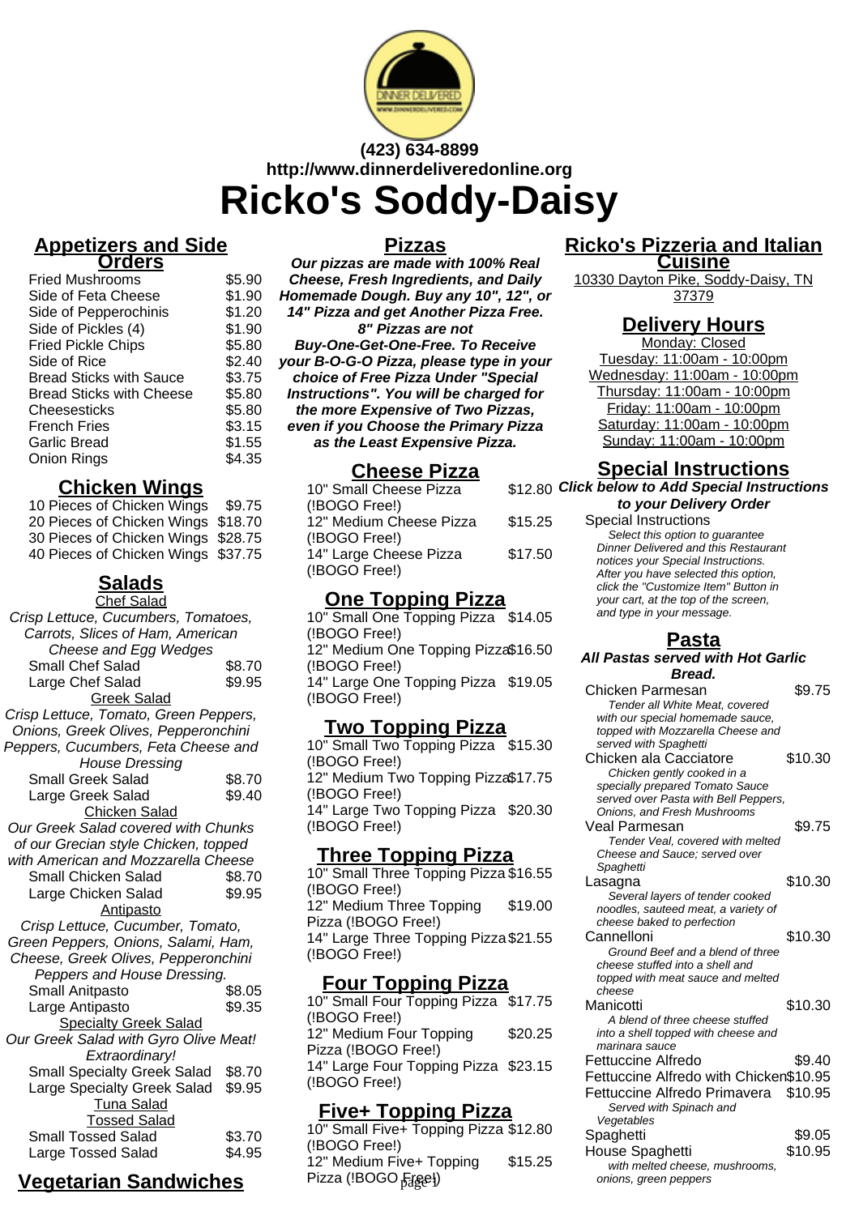(423) 634-8899
http://www.dinnerdeliveredonline.org

# Ricko's Soddy-Daisy

## Appetizers and Side Orders

| Item | Price |
| --- | --- |
| Fried Mushrooms | $5.90 |
| Side of Feta Cheese | $1.90 |
| Side of Pepperochinis | $1.20 |
| Side of Pickles (4) | $1.90 |
| Fried Pickle Chips | $5.80 |
| Side of Rice | $2.40 |
| Bread Sticks with Sauce | $3.75 |
| Bread Sticks with Cheese | $5.80 |
| Cheesesticks | $5.80 |
| French Fries | $3.15 |
| Garlic Bread | $1.55 |
| Onion Rings | $4.35 |

## Chicken Wings

| Item | Price |
| --- | --- |
| 10 Pieces of Chicken Wings | $9.75 |
| 20 Pieces of Chicken Wings | $18.70 |
| 30 Pieces of Chicken Wings | $28.75 |
| 40 Pieces of Chicken Wings | $37.75 |

## Salads

### Chef Salad

*Crisp Lettuce, Cucumbers, Tomatoes, Carrots, Slices of Ham, American Cheese and Egg Wedges*

| Item | Price |
| --- | --- |
| Small Chef Salad | $8.70 |
| Large Chef Salad | $9.95 |

### Greek Salad

*Crisp Lettuce, Tomato, Green Peppers, Onions, Greek Olives, Pepperonchini Peppers, Cucumbers, Feta Cheese and House Dressing*

| Item | Price |
| --- | --- |
| Small Greek Salad | $8.70 |
| Large Greek Salad | $9.40 |

### Chicken Salad

*Our Greek Salad covered with Chunks of our Grecian style Chicken, topped with American and Mozzarella Cheese*

| Item | Price |
| --- | --- |
| Small Chicken Salad | $8.70 |
| Large Chicken Salad | $9.95 |

### Antipasto

*Crisp Lettuce, Cucumber, Tomato, Green Peppers, Onions, Salami, Ham, Cheese, Greek Olives, Pepperonchini Peppers and House Dressing.*

| Item | Price |
| --- | --- |
| Small Anitpasto | $8.05 |
| Large Antipasto | $9.35 |

### Specialty Greek Salad

*Our Greek Salad with Gyro Olive Meat! Extraordinary!*

| Item | Price |
| --- | --- |
| Small Specialty Greek Salad | $8.70 |
| Large Specialty Greek Salad | $9.95 |

### Tuna Salad

### Tossed Salad

| Item | Price |
| --- | --- |
| Small Tossed Salad | $3.70 |
| Large Tossed Salad | $4.95 |

## Vegetarian Sandwiches

## Pizzas

***Our pizzas are made with 100% Real Cheese, Fresh Ingredients, and Daily Homemade Dough. Buy any 10", 12", or 14" Pizza and get Another Pizza Free. 8" Pizzas are not Buy-One-Get-One-Free. To Receive your B-O-G-O Pizza, please type in your choice of Free Pizza Under "Special Instructions". You will be charged for the more Expensive of Two Pizzas, even if you Choose the Primary Pizza as the Least Expensive Pizza.***

## Cheese Pizza

| Item | Price |
| --- | --- |
| 10" Small Cheese Pizza (!BOGO Free!) | $12.80 |
| 12" Medium Cheese Pizza (!BOGO Free!) | $15.25 |
| 14" Large Cheese Pizza (!BOGO Free!) | $17.50 |

## One Topping Pizza

| Item | Price |
| --- | --- |
| 10" Small One Topping Pizza (!BOGO Free!) | $14.05 |
| 12" Medium One Topping Pizza (!BOGO Free!) | $16.50 |
| 14" Large One Topping Pizza (!BOGO Free!) | $19.05 |

## Two Topping Pizza

| Item | Price |
| --- | --- |
| 10" Small Two Topping Pizza (!BOGO Free!) | $15.30 |
| 12" Medium Two Topping Pizza (!BOGO Free!) | $17.75 |
| 14" Large Two Topping Pizza (!BOGO Free!) | $20.30 |

## Three Topping Pizza

| Item | Price |
| --- | --- |
| 10" Small Three Topping Pizza (!BOGO Free!) | $16.55 |
| 12" Medium Three Topping Pizza (!BOGO Free!) | $19.00 |
| 14" Large Three Topping Pizza (!BOGO Free!) | $21.55 |

## Four Topping Pizza

| Item | Price |
| --- | --- |
| 10" Small Four Topping Pizza (!BOGO Free!) | $17.75 |
| 12" Medium Four Topping Pizza (!BOGO Free!) | $20.25 |
| 14" Large Four Topping Pizza (!BOGO Free!) | $23.15 |

## Five+ Topping Pizza

| Item | Price |
| --- | --- |
| 10" Small Five+ Topping Pizza (!BOGO Free!) | $12.80 |
| 12" Medium Five+ Topping Pizza (!BOGO Free!) | $15.25 |

## Ricko's Pizzeria and Italian Cuisine

10330 Dayton Pike, Soddy-Daisy, TN 37379

## Delivery Hours

Monday: Closed
Tuesday: 11:00am - 10:00pm
Wednesday: 11:00am - 10:00pm
Thursday: 11:00am - 10:00pm
Friday: 11:00am - 10:00pm
Saturday: 11:00am - 10:00pm
Sunday: 11:00am - 10:00pm

## Special Instructions

***Click below to Add Special Instructions to your Delivery Order***

Special Instructions

*Select this option to guarantee Dinner Delivered and this Restaurant notices your Special Instructions. After you have selected this option, click the "Customize Item" Button in your cart, at the top of the screen, and type in your message.*

## Pasta

***All Pastas served with Hot Garlic Bread.***

| Item | Price |
| --- | --- |
| Chicken Parmesan<br>*Tender all White Meat, covered with our special homemade sauce, topped with Mozzarella Cheese and served with Spaghetti* | $9.75 |
| Chicken ala Cacciatore<br>*Chicken gently cooked in a specially prepared Tomato Sauce served over Pasta with Bell Peppers, Onions, and Fresh Mushrooms* | $10.30 |
| Veal Parmesan<br>*Tender Veal, covered with melted Cheese and Sauce; served over Spaghetti* | $9.75 |
| Lasagna<br>*Several layers of tender cooked noodles, sauteed meat, a variety of cheese baked to perfection* | $10.30 |
| Cannelloni<br>*Ground Beef and a blend of three cheese stuffed into a shell and topped with meat sauce and melted cheese* | $10.30 |
| Manicotti<br>*A blend of three cheese stuffed into a shell topped with cheese and marinara sauce* | $10.30 |
| Fettuccine Alfredo | $9.40 |
| Fettuccine Alfredo with Chicken | $10.95 |
| Fettuccine Alfredo Primavera<br>*Served with Spinach and Vegetables* | $10.95 |
| Spaghetti | $9.05 |
| House Spaghetti<br>*with melted cheese, mushrooms, onions, green peppers* | $10.95 |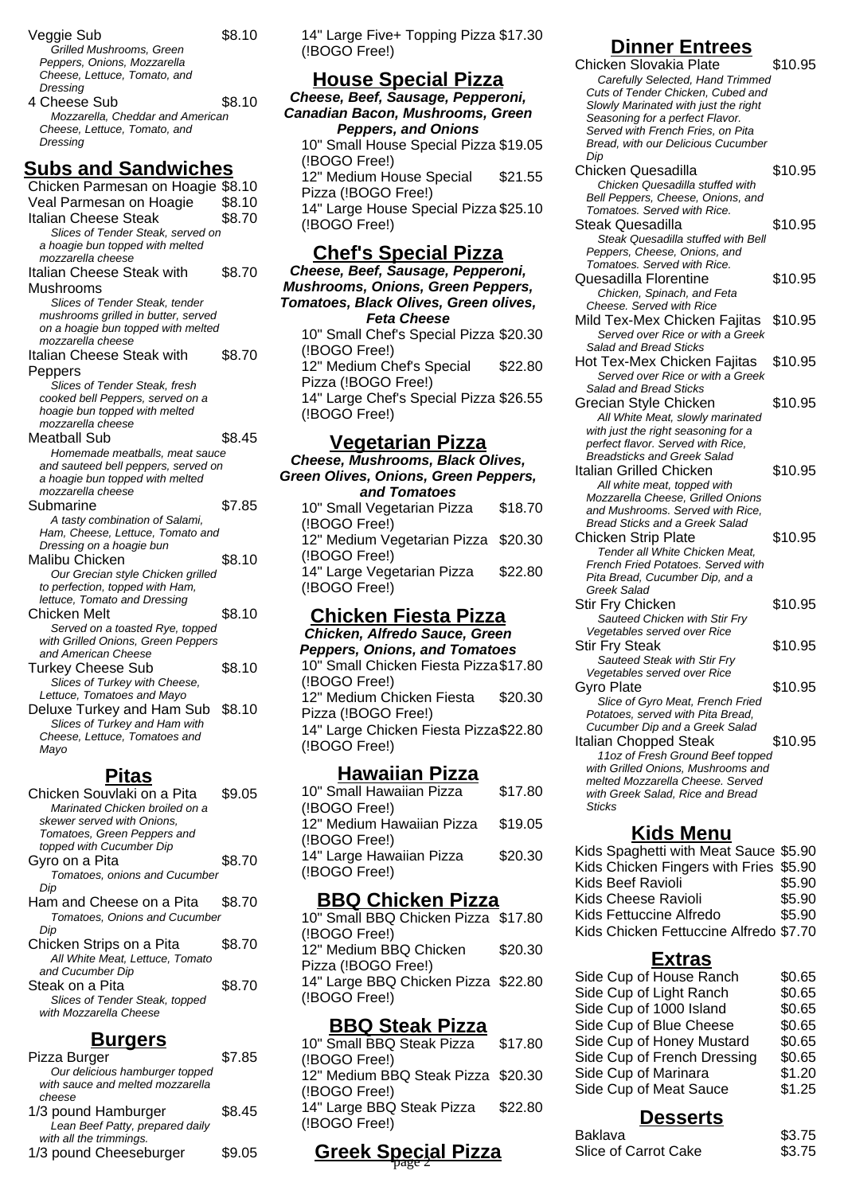Veggie Sub $8.10
*Grilled Mushrooms, Green Peppers, Onions, Mozzarella Cheese, Lettuce, Tomato, and Dressing*

4 Cheese Sub $8.10
*Mozzarella, Cheddar and American Cheese, Lettuce, Tomato, and Dressing*

## Subs and Sandwiches

Chicken Parmesan on Hoagie $8.10

Veal Parmesan on Hoagie $8.10

Italian Cheese Steak $8.70
*Slices of Tender Steak, served on a hoagie bun topped with melted mozzarella cheese*

Italian Cheese Steak with Mushrooms $8.70
*Slices of Tender Steak, tender mushrooms grilled in butter, served on a hoagie bun topped with melted mozzarella cheese*

Italian Cheese Steak with Peppers $8.70
*Slices of Tender Steak, fresh cooked bell Peppers, served on a hoagie bun topped with melted mozzarella cheese*

Meatball Sub $8.45
*Homemade meatballs, meat sauce and sauteed bell peppers, served on a hoagie bun topped with melted mozzarella cheese*

Submarine $7.85
*A tasty combination of Salami, Ham, Cheese, Lettuce, Tomato and Dressing on a hoagie bun*

Malibu Chicken $8.10
*Our Grecian style Chicken grilled to perfection, topped with Ham, lettuce, Tomato and Dressing*

Chicken Melt $8.10
*Served on a toasted Rye, topped with Grilled Onions, Green Peppers and American Cheese*

Turkey Cheese Sub $8.10
*Slices of Turkey with Cheese, Lettuce, Tomatoes and Mayo*

Deluxe Turkey and Ham Sub $8.10
*Slices of Turkey and Ham with Cheese, Lettuce, Tomatoes and Mayo*

## Pitas

Chicken Souvlaki on a Pita $9.05
*Marinated Chicken broiled on a skewer served with Onions, Tomatoes, Green Peppers and topped with Cucumber Dip*

Gyro on a Pita $8.70
*Tomatoes, onions and Cucumber Dip*

Ham and Cheese on a Pita $8.70
*Tomatoes, Onions and Cucumber Dip*

Chicken Strips on a Pita $8.70
*All White Meat, Lettuce, Tomato and Cucumber Dip*

Steak on a Pita $8.70
*Slices of Tender Steak, topped with Mozzarella Cheese*

## Burgers

Pizza Burger $7.85
*Our delicious hamburger topped with sauce and melted mozzarella cheese*

1/3 pound Hamburger $8.45
*Lean Beef Patty, prepared daily with all the trimmings.*

1/3 pound Cheeseburger $9.05

14" Large Five+ Topping Pizza (!BOGO Free!) $17.30

## House Special Pizza

***Cheese, Beef, Sausage, Pepperoni, Canadian Bacon, Mushrooms, Green Peppers, and Onions***

10" Small House Special Pizza (!BOGO Free!) $19.05

12" Medium House Special Pizza (!BOGO Free!) $21.55

14" Large House Special Pizza (!BOGO Free!) $25.10

## Chef's Special Pizza

***Cheese, Beef, Sausage, Pepperoni, Mushrooms, Onions, Green Peppers, Tomatoes, Black Olives, Green olives, Feta Cheese***

10" Small Chef's Special Pizza (!BOGO Free!) $20.30

12" Medium Chef's Special Pizza (!BOGO Free!) $22.80

14" Large Chef's Special Pizza (!BOGO Free!) $26.55

## Vegetarian Pizza

***Cheese, Mushrooms, Black Olives, Green Olives, Onions, Green Peppers, and Tomatoes***

10" Small Vegetarian Pizza (!BOGO Free!) $18.70

12" Medium Vegetarian Pizza (!BOGO Free!) $20.30

14" Large Vegetarian Pizza (!BOGO Free!) $22.80

## Chicken Fiesta Pizza

***Chicken, Alfredo Sauce, Green Peppers, Onions, and Tomatoes***

10" Small Chicken Fiesta Pizza (!BOGO Free!) $17.80

12" Medium Chicken Fiesta Pizza (!BOGO Free!) $20.30

14" Large Chicken Fiesta Pizza (!BOGO Free!) $22.80

## Hawaiian Pizza

10" Small Hawaiian Pizza (!BOGO Free!) $17.80

12" Medium Hawaiian Pizza (!BOGO Free!) $19.05

14" Large Hawaiian Pizza (!BOGO Free!) $20.30

## BBQ Chicken Pizza

10" Small BBQ Chicken Pizza (!BOGO Free!) $17.80

12" Medium BBQ Chicken Pizza (!BOGO Free!) $20.30

14" Large BBQ Chicken Pizza (!BOGO Free!) $22.80

## BBQ Steak Pizza

10" Small BBQ Steak Pizza (!BOGO Free!) $17.80

12" Medium BBQ Steak Pizza (!BOGO Free!) $20.30

14" Large BBQ Steak Pizza (!BOGO Free!) $22.80

## Greek Special Pizza

## Dinner Entrees

Chicken Slovakia Plate $10.95
*Carefully Selected, Hand Trimmed Cuts of Tender Chicken, Cubed and Slowly Marinated with just the right Seasoning for a perfect Flavor. Served with French Fries, on Pita Bread, with our Delicious Cucumber Dip*

Chicken Quesadilla $10.95
*Chicken Quesadilla stuffed with Bell Peppers, Cheese, Onions, and Tomatoes. Served with Rice.*

Steak Quesadilla $10.95
*Steak Quesadilla stuffed with Bell Peppers, Cheese, Onions, and Tomatoes. Served with Rice.*

Quesadilla Florentine $10.95
*Chicken, Spinach, and Feta Cheese. Served with Rice*

Mild Tex-Mex Chicken Fajitas $10.95
*Served over Rice or with a Greek Salad and Bread Sticks*

Hot Tex-Mex Chicken Fajitas $10.95
*Served over Rice or with a Greek Salad and Bread Sticks*

Grecian Style Chicken $10.95
*All White Meat, slowly marinated with just the right seasoning for a perfect flavor. Served with Rice, Breadsticks and Greek Salad*

Italian Grilled Chicken $10.95
*All white meat, topped with Mozzarella Cheese, Grilled Onions and Mushrooms. Served with Rice, Bread Sticks and a Greek Salad*

Chicken Strip Plate $10.95
*Tender all White Chicken Meat, French Fried Potatoes. Served with Pita Bread, Cucumber Dip, and a Greek Salad*

Stir Fry Chicken $10.95
*Sauteed Chicken with Stir Fry Vegetables served over Rice*

Stir Fry Steak $10.95
*Sauteed Steak with Stir Fry Vegetables served over Rice*

Gyro Plate $10.95
*Slice of Gyro Meat, French Fried Potatoes, served with Pita Bread, Cucumber Dip and a Greek Salad*

Italian Chopped Steak $10.95
*11oz of Fresh Ground Beef topped with Grilled Onions, Mushrooms and melted Mozzarella Cheese. Served with Greek Salad, Rice and Bread Sticks*

## Kids Menu

Kids Spaghetti with Meat Sauce $5.90

Kids Chicken Fingers with Fries $5.90

Kids Beef Ravioli $5.90

Kids Cheese Ravioli $5.90

Kids Fettuccine Alfredo $5.90

Kids Chicken Fettuccine Alfredo $7.70

## Extras

Side Cup of House Ranch $0.65

Side Cup of Light Ranch $0.65

Side Cup of 1000 Island $0.65

Side Cup of Blue Cheese $0.65

Side Cup of Honey Mustard $0.65

Side Cup of French Dressing $0.65

Side Cup of Marinara $1.20

Side Cup of Meat Sauce $1.25

## Desserts

Baklava $3.75

Slice of Carrot Cake $3.75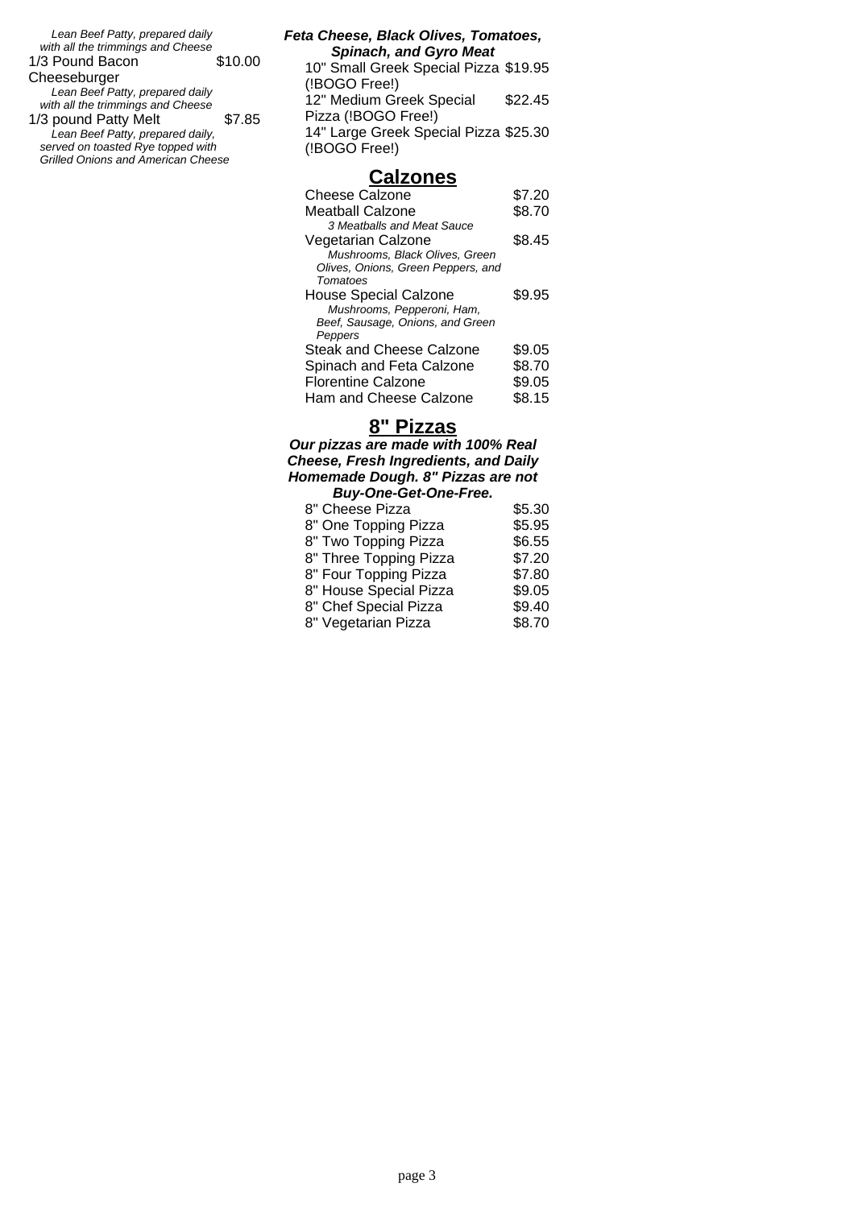*Lean Beef Patty, prepared daily with all the trimmings and Cheese*

1/3 Pound Bacon Cheeseburger $10.00

*Lean Beef Patty, prepared daily with all the trimmings and Cheese*

1/3 pound Patty Melt $7.85

*Lean Beef Patty, prepared daily, served on toasted Rye topped with Grilled Onions and American Cheese*

***Feta Cheese, Black Olives, Tomatoes, Spinach, and Gyro Meat***

10" Small Greek Special Pizza (!BOGO Free!) $19.95

12" Medium Greek Special Pizza (!BOGO Free!) $22.45

14" Large Greek Special Pizza (!BOGO Free!) $25.30

## Calzones

Cheese Calzone $7.20

Meatball Calzone $8.70

*3 Meatballs and Meat Sauce*

Vegetarian Calzone $8.45

*Mushrooms, Black Olives, Green Olives, Onions, Green Peppers, and Tomatoes*

House Special Calzone $9.95

*Mushrooms, Pepperoni, Ham, Beef, Sausage, Onions, and Green Peppers*

Steak and Cheese Calzone $9.05

Spinach and Feta Calzone $8.70

Florentine Calzone $9.05

Ham and Cheese Calzone $8.15

## 8" Pizzas

***Our pizzas are made with 100% Real Cheese, Fresh Ingredients, and Daily Homemade Dough. 8" Pizzas are not Buy-One-Get-One-Free.***

8" Cheese Pizza $5.30

8" One Topping Pizza $5.95

8" Two Topping Pizza $6.55

8" Three Topping Pizza $7.20

8" Four Topping Pizza $7.80

8" House Special Pizza $9.05

8" Chef Special Pizza $9.40

8" Vegetarian Pizza $8.70